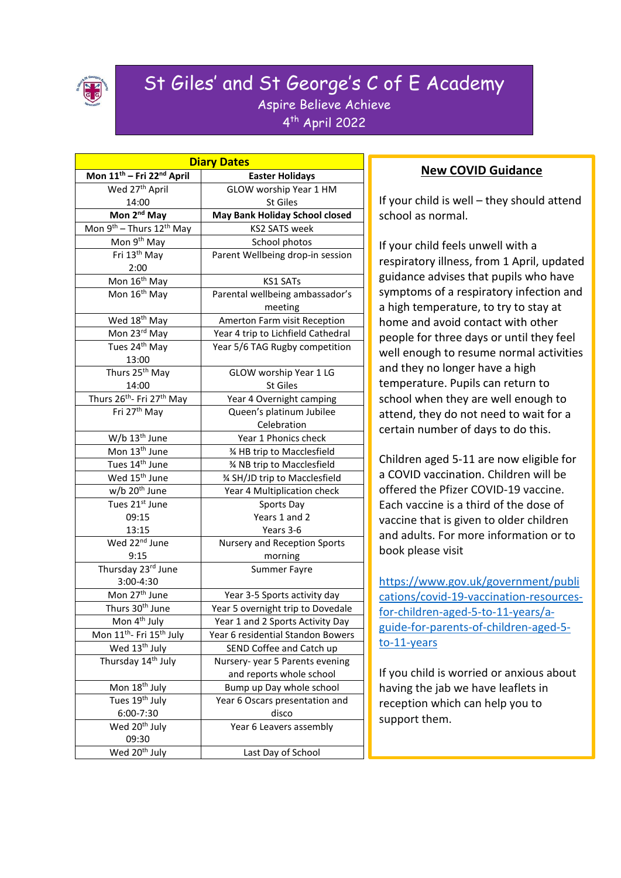# St Giles' and St George's C of E Academy

Aspire Believe Achieve

4th April 2022

| Diary Dates | |
|---|---|
| **Mon 11th – Fri 22nd April** | **Easter Holidays** |
| Wed 27th April 14:00 | GLOW worship Year 1 HM St Giles |
| **Mon 2nd May** | **May Bank Holiday School closed** |
| Mon 9th – Thurs 12th May | KS2 SATS week |
| Mon 9th May | School photos |
| Fri 13th May 2:00 | Parent Wellbeing drop-in session |
| Mon 16th May | KS1 SATs |
| Mon 16th May | Parental wellbeing ambassador's meeting |
| Wed 18th May | Amerton Farm visit Reception |
| Mon 23rd May | Year 4 trip to Lichfield Cathedral |
| Tues 24th May 13:00 | Year 5/6 TAG Rugby competition |
| Thurs 25th May 14:00 | GLOW worship Year 1 LG St Giles |
| Thurs 26th- Fri 27th May | Year 4 Overnight camping |
| Fri 27th May | Queen's platinum Jubilee Celebration |
| W/b 13th June | Year 1 Phonics check |
| Mon 13th June | ¾ HB trip to Macclesfield |
| Tues 14th June | ¾ NB trip to Macclesfield |
| Wed 15th June | ¾ SH/JD trip to Macclesfield |
| w/b 20th June | Year 4 Multiplication check |
| Tues 21st June 09:15 13:15 | Sports Day Years 1 and 2 Years 3-6 |
| Wed 22nd June 9:15 | Nursery and Reception Sports morning |
| Thursday 23rd June 3:00-4:30 | Summer Fayre |
| Mon 27th June | Year 3-5 Sports activity day |
| Thurs 30th June | Year 5 overnight trip to Dovedale |
| Mon 4th July | Year 1 and 2 Sports Activity Day |
| Mon 11th- Fri 15th July | Year 6 residential Standon Bowers |
| Wed 13th July | SEND Coffee and Catch up |
| Thursday 14th July | Nursery- year 5 Parents evening and reports whole school |
| Mon 18th July | Bump up Day whole school |
| Tues 19th July 6:00-7:30 | Year 6 Oscars presentation and disco |
| Wed 20th July 09:30 | Year 6 Leavers assembly |
| Wed 20th July | Last Day of School |

## New COVID Guidance

If your child is well – they should attend school as normal.

If your child feels unwell with a respiratory illness, from 1 April, updated guidance advises that pupils who have symptoms of a respiratory infection and a high temperature, to try to stay at home and avoid contact with other people for three days or until they feel well enough to resume normal activities and they no longer have a high temperature. Pupils can return to school when they are well enough to attend, they do not need to wait for a certain number of days to do this.

Children aged 5-11 are now eligible for a COVID vaccination. Children will be offered the Pfizer COVID-19 vaccine. Each vaccine is a third of the dose of vaccine that is given to older children and adults. For more information or to book please visit

https://www.gov.uk/government/publications/covid-19-vaccination-resources-for-children-aged-5-to-11-years/a-guide-for-parents-of-children-aged-5-to-11-years

If you child is worried or anxious about having the jab we have leaflets in reception which can help you to support them.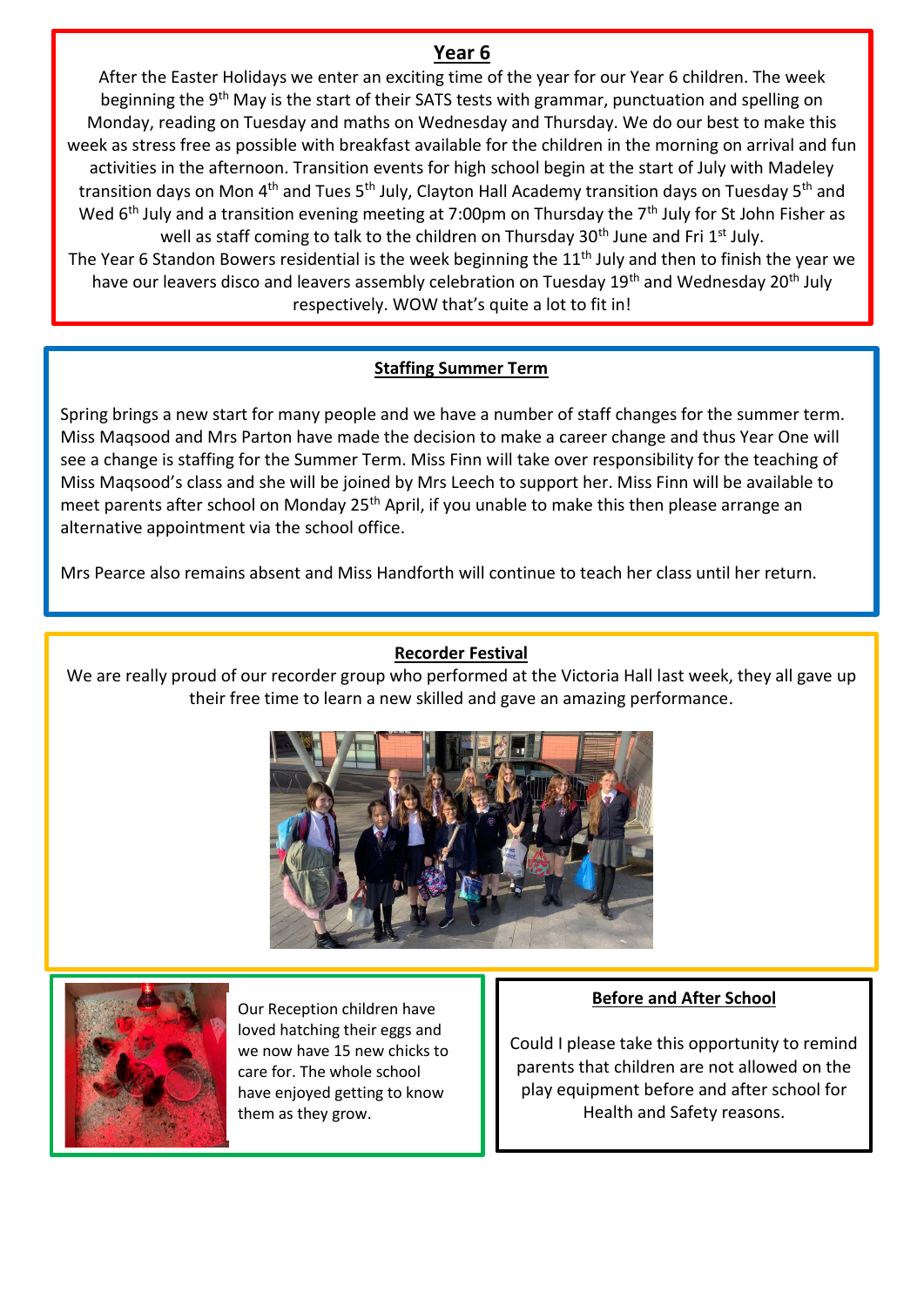## Year 6

After the Easter Holidays we enter an exciting time of the year for our Year 6 children. The week beginning the 9th May is the start of their SATS tests with grammar, punctuation and spelling on Monday, reading on Tuesday and maths on Wednesday and Thursday. We do our best to make this week as stress free as possible with breakfast available for the children in the morning on arrival and fun activities in the afternoon. Transition events for high school begin at the start of July with Madeley transition days on Mon 4th and Tues 5th July, Clayton Hall Academy transition days on Tuesday 5th and Wed 6th July and a transition evening meeting at 7:00pm on Thursday the 7th July for St John Fisher as well as staff coming to talk to the children on Thursday 30th June and Fri 1st July.

The Year 6 Standon Bowers residential is the week beginning the 11th July and then to finish the year we have our leavers disco and leavers assembly celebration on Tuesday 19th and Wednesday 20th July respectively. WOW that's quite a lot to fit in!

## Staffing Summer Term

Spring brings a new start for many people and we have a number of staff changes for the summer term. Miss Maqsood and Mrs Parton have made the decision to make a career change and thus Year One will see a change is staffing for the Summer Term. Miss Finn will take over responsibility for the teaching of Miss Maqsood's class and she will be joined by Mrs Leech to support her. Miss Finn will be available to meet parents after school on Monday 25th April, if you unable to make this then please arrange an alternative appointment via the school office.

Mrs Pearce also remains absent and Miss Handforth will continue to teach her class until her return.

## Recorder Festival

We are really proud of our recorder group who performed at the Victoria Hall last week, they all gave up their free time to learn a new skilled and gave an amazing performance.

Our Reception children have loved hatching their eggs and we now have 15 new chicks to care for. The whole school have enjoyed getting to know them as they grow.

## Before and After School

Could I please take this opportunity to remind parents that children are not allowed on the play equipment before and after school for Health and Safety reasons.